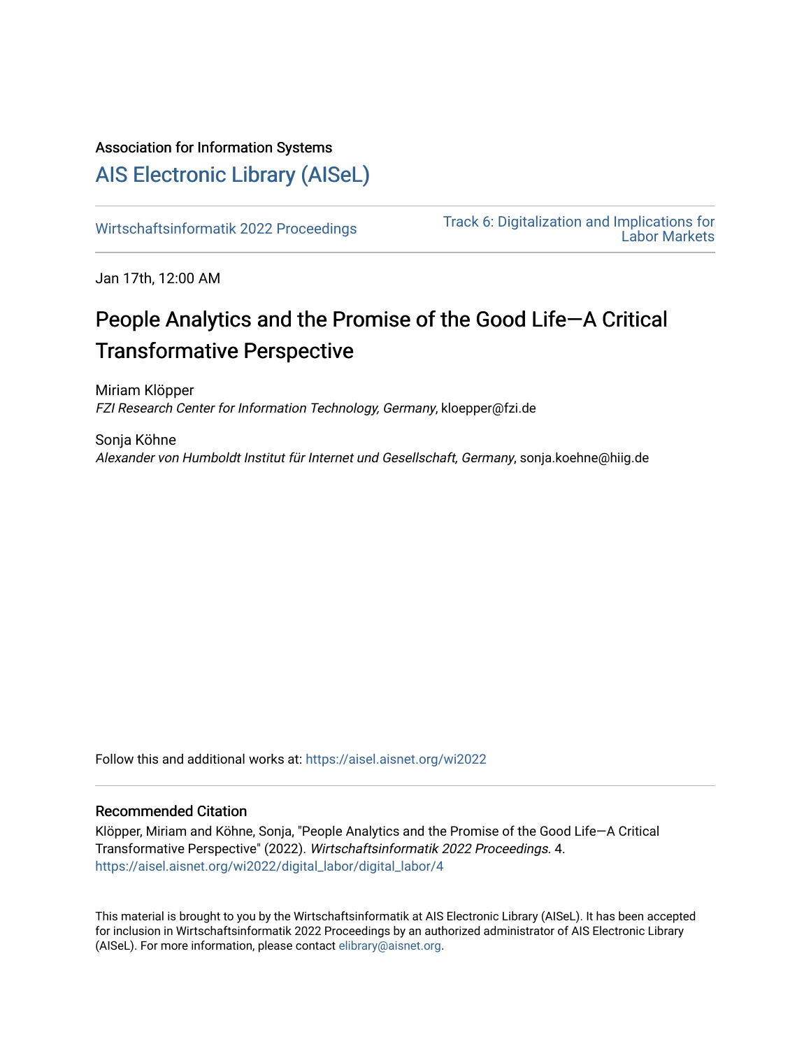Association for Information Systems

# AIS Electronic Library (AISeL)

Wirtschaftsinformatik 2022 Proceedings

Track 6: Digitalization and Implications for Labor Markets

Jan 17th, 12:00 AM

## People Analytics and the Promise of the Good Life—A Critical Transformative Perspective

Miriam Klöpper
*FZI Research Center for Information Technology, Germany*, kloepper@fzi.de

Sonja Köhne
*Alexander von Humboldt Institut für Internet und Gesellschaft, Germany*, sonja.koehne@hiig.de

Follow this and additional works at: https://aisel.aisnet.org/wi2022

### Recommended Citation

Klöpper, Miriam and Köhne, Sonja, "People Analytics and the Promise of the Good Life—A Critical Transformative Perspective" (2022). *Wirtschaftsinformatik 2022 Proceedings.* 4.
https://aisel.aisnet.org/wi2022/digital_labor/digital_labor/4

This material is brought to you by the Wirtschaftsinformatik at AIS Electronic Library (AISeL). It has been accepted for inclusion in Wirtschaftsinformatik 2022 Proceedings by an authorized administrator of AIS Electronic Library (AISeL). For more information, please contact elibrary@aisnet.org.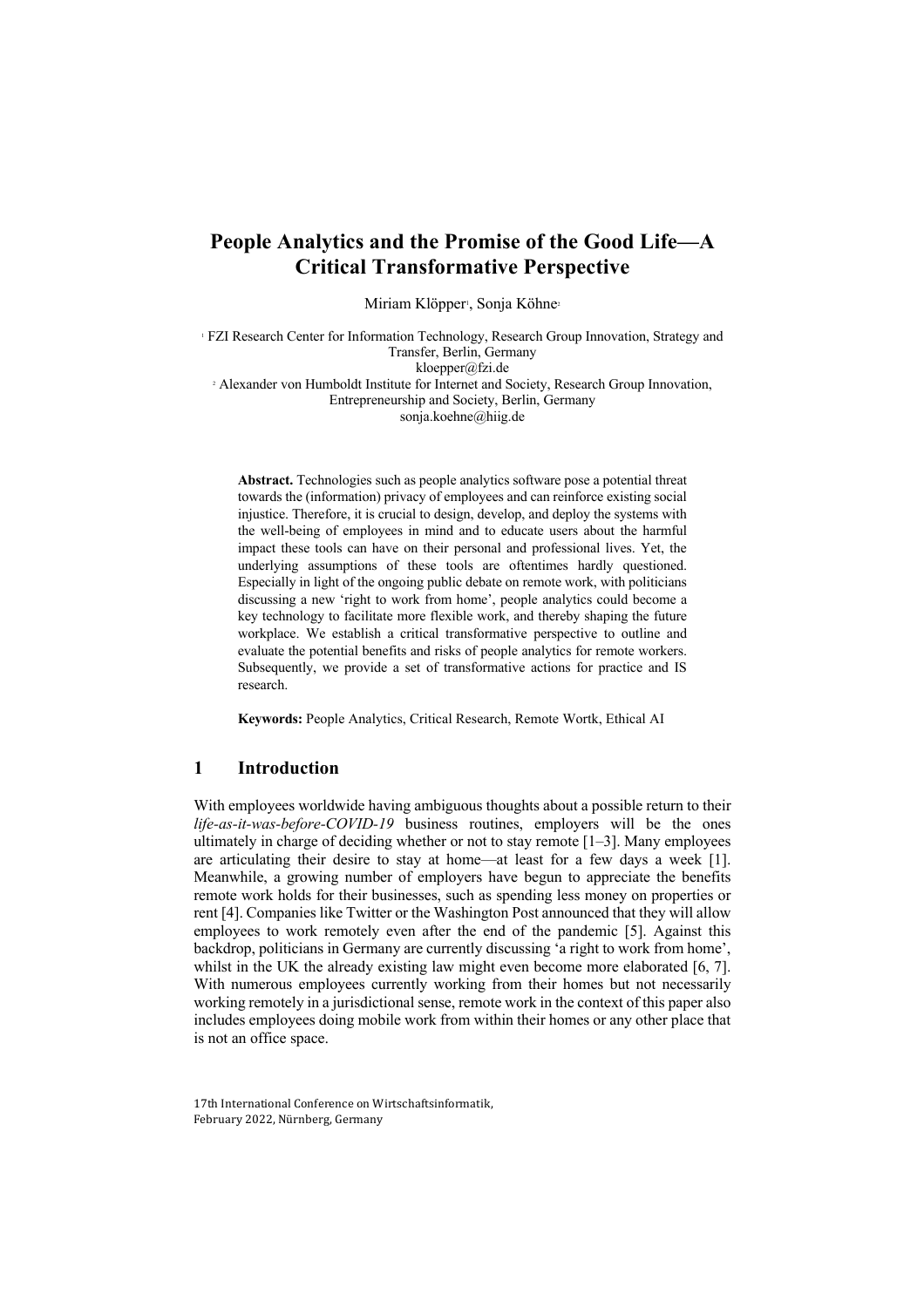# People Analytics and the Promise of the Good Life—A Critical Transformative Perspective

Miriam Klöpper[1], Sonja Köhne[2]

[1] FZI Research Center for Information Technology, Research Group Innovation, Strategy and Transfer, Berlin, Germany
kloepper@fzi.de

[2] Alexander von Humboldt Institute for Internet and Society, Research Group Innovation, Entrepreneurship and Society, Berlin, Germany
sonja.koehne@hiig.de

**Abstract.** Technologies such as people analytics software pose a potential threat towards the (information) privacy of employees and can reinforce existing social injustice. Therefore, it is crucial to design, develop, and deploy the systems with the well-being of employees in mind and to educate users about the harmful impact these tools can have on their personal and professional lives. Yet, the underlying assumptions of these tools are oftentimes hardly questioned. Especially in light of the ongoing public debate on remote work, with politicians discussing a new 'right to work from home', people analytics could become a key technology to facilitate more flexible work, and thereby shaping the future workplace. We establish a critical transformative perspective to outline and evaluate the potential benefits and risks of people analytics for remote workers. Subsequently, we provide a set of transformative actions for practice and IS research.

**Keywords:** People Analytics, Critical Research, Remote Wortk, Ethical AI

## 1 Introduction

With employees worldwide having ambiguous thoughts about a possible return to their *life-as-it-was-before-COVID-19* business routines, employers will be the ones ultimately in charge of deciding whether or not to stay remote [1–3]. Many employees are articulating their desire to stay at home—at least for a few days a week [1]. Meanwhile, a growing number of employers have begun to appreciate the benefits remote work holds for their businesses, such as spending less money on properties or rent [4]. Companies like Twitter or the Washington Post announced that they will allow employees to work remotely even after the end of the pandemic [5]. Against this backdrop, politicians in Germany are currently discussing 'a right to work from home', whilst in the UK the already existing law might even become more elaborated [6, 7]. With numerous employees currently working from their homes but not necessarily working remotely in a jurisdictional sense, remote work in the context of this paper also includes employees doing mobile work from within their homes or any other place that is not an office space.

17th International Conference on Wirtschaftsinformatik,
February 2022, Nürnberg, Germany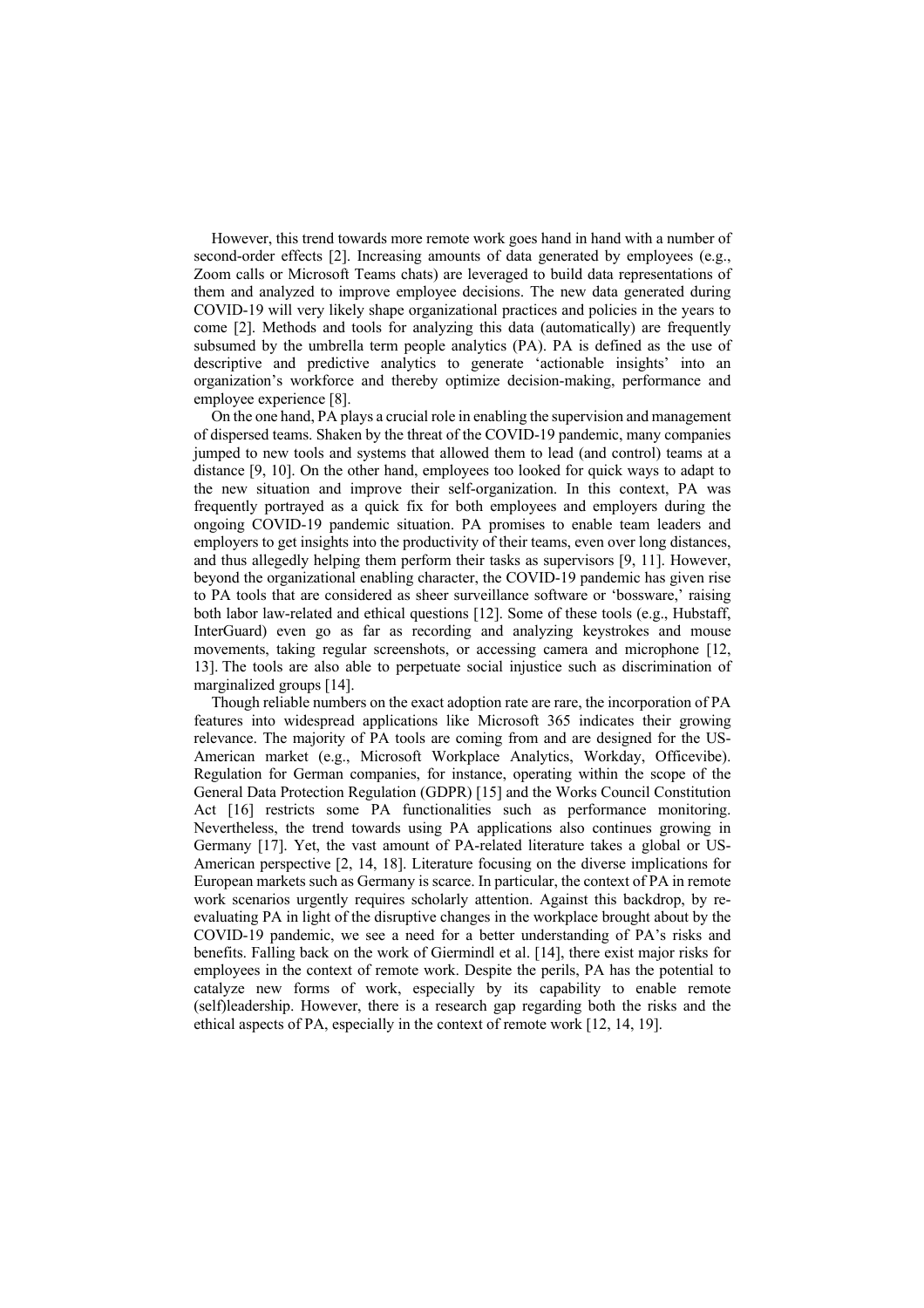However, this trend towards more remote work goes hand in hand with a number of second-order effects [2]. Increasing amounts of data generated by employees (e.g., Zoom calls or Microsoft Teams chats) are leveraged to build data representations of them and analyzed to improve employee decisions. The new data generated during COVID-19 will very likely shape organizational practices and policies in the years to come [2]. Methods and tools for analyzing this data (automatically) are frequently subsumed by the umbrella term people analytics (PA). PA is defined as the use of descriptive and predictive analytics to generate 'actionable insights' into an organization's workforce and thereby optimize decision-making, performance and employee experience [8].

On the one hand, PA plays a crucial role in enabling the supervision and management of dispersed teams. Shaken by the threat of the COVID-19 pandemic, many companies jumped to new tools and systems that allowed them to lead (and control) teams at a distance [9, 10]. On the other hand, employees too looked for quick ways to adapt to the new situation and improve their self-organization. In this context, PA was frequently portrayed as a quick fix for both employees and employers during the ongoing COVID-19 pandemic situation. PA promises to enable team leaders and employers to get insights into the productivity of their teams, even over long distances, and thus allegedly helping them perform their tasks as supervisors [9, 11]. However, beyond the organizational enabling character, the COVID-19 pandemic has given rise to PA tools that are considered as sheer surveillance software or 'bossware,' raising both labor law-related and ethical questions [12]. Some of these tools (e.g., Hubstaff, InterGuard) even go as far as recording and analyzing keystrokes and mouse movements, taking regular screenshots, or accessing camera and microphone [12, 13]. The tools are also able to perpetuate social injustice such as discrimination of marginalized groups [14].

Though reliable numbers on the exact adoption rate are rare, the incorporation of PA features into widespread applications like Microsoft 365 indicates their growing relevance. The majority of PA tools are coming from and are designed for the US-American market (e.g., Microsoft Workplace Analytics, Workday, Officevibe). Regulation for German companies, for instance, operating within the scope of the General Data Protection Regulation (GDPR) [15] and the Works Council Constitution Act [16] restricts some PA functionalities such as performance monitoring. Nevertheless, the trend towards using PA applications also continues growing in Germany [17]. Yet, the vast amount of PA-related literature takes a global or US-American perspective [2, 14, 18]. Literature focusing on the diverse implications for European markets such as Germany is scarce. In particular, the context of PA in remote work scenarios urgently requires scholarly attention. Against this backdrop, by re-evaluating PA in light of the disruptive changes in the workplace brought about by the COVID-19 pandemic, we see a need for a better understanding of PA's risks and benefits. Falling back on the work of Giermindl et al. [14], there exist major risks for employees in the context of remote work. Despite the perils, PA has the potential to catalyze new forms of work, especially by its capability to enable remote (self)leadership. However, there is a research gap regarding both the risks and the ethical aspects of PA, especially in the context of remote work [12, 14, 19].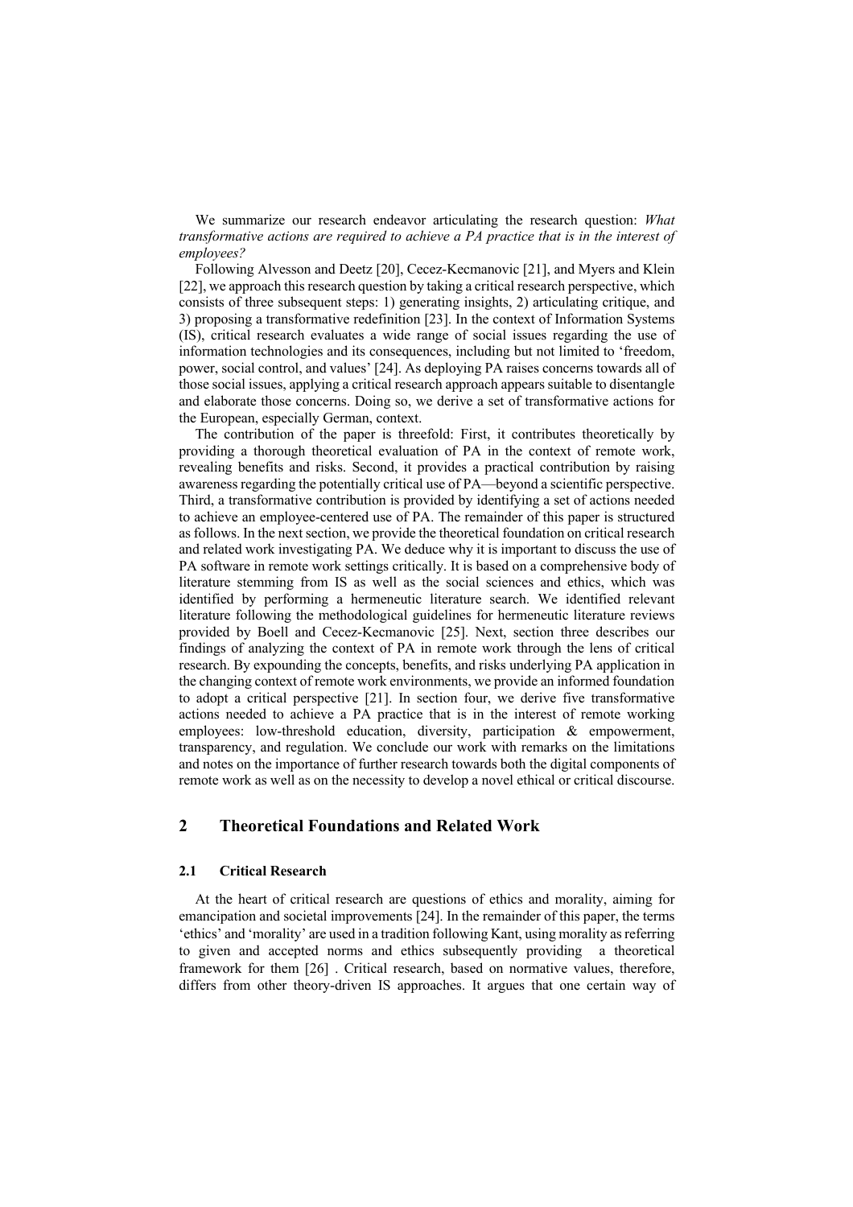We summarize our research endeavor articulating the research question: *What transformative actions are required to achieve a PA practice that is in the interest of employees?*

Following Alvesson and Deetz [20], Cecez-Kecmanovic [21], and Myers and Klein [22], we approach this research question by taking a critical research perspective, which consists of three subsequent steps: 1) generating insights, 2) articulating critique, and 3) proposing a transformative redefinition [23]. In the context of Information Systems (IS), critical research evaluates a wide range of social issues regarding the use of information technologies and its consequences, including but not limited to 'freedom, power, social control, and values' [24]. As deploying PA raises concerns towards all of those social issues, applying a critical research approach appears suitable to disentangle and elaborate those concerns. Doing so, we derive a set of transformative actions for the European, especially German, context.

The contribution of the paper is threefold: First, it contributes theoretically by providing a thorough theoretical evaluation of PA in the context of remote work, revealing benefits and risks. Second, it provides a practical contribution by raising awareness regarding the potentially critical use of PA—beyond a scientific perspective. Third, a transformative contribution is provided by identifying a set of actions needed to achieve an employee-centered use of PA. The remainder of this paper is structured as follows. In the next section, we provide the theoretical foundation on critical research and related work investigating PA. We deduce why it is important to discuss the use of PA software in remote work settings critically. It is based on a comprehensive body of literature stemming from IS as well as the social sciences and ethics, which was identified by performing a hermeneutic literature search. We identified relevant literature following the methodological guidelines for hermeneutic literature reviews provided by Boell and Cecez-Kecmanovic [25]. Next, section three describes our findings of analyzing the context of PA in remote work through the lens of critical research. By expounding the concepts, benefits, and risks underlying PA application in the changing context of remote work environments, we provide an informed foundation to adopt a critical perspective [21]. In section four, we derive five transformative actions needed to achieve a PA practice that is in the interest of remote working employees: low-threshold education, diversity, participation & empowerment, transparency, and regulation. We conclude our work with remarks on the limitations and notes on the importance of further research towards both the digital components of remote work as well as on the necessity to develop a novel ethical or critical discourse.

## 2 Theoretical Foundations and Related Work

### 2.1 Critical Research

At the heart of critical research are questions of ethics and morality, aiming for emancipation and societal improvements [24]. In the remainder of this paper, the terms 'ethics' and 'morality' are used in a tradition following Kant, using morality as referring to given and accepted norms and ethics subsequently providing a theoretical framework for them [26] . Critical research, based on normative values, therefore, differs from other theory-driven IS approaches. It argues that one certain way of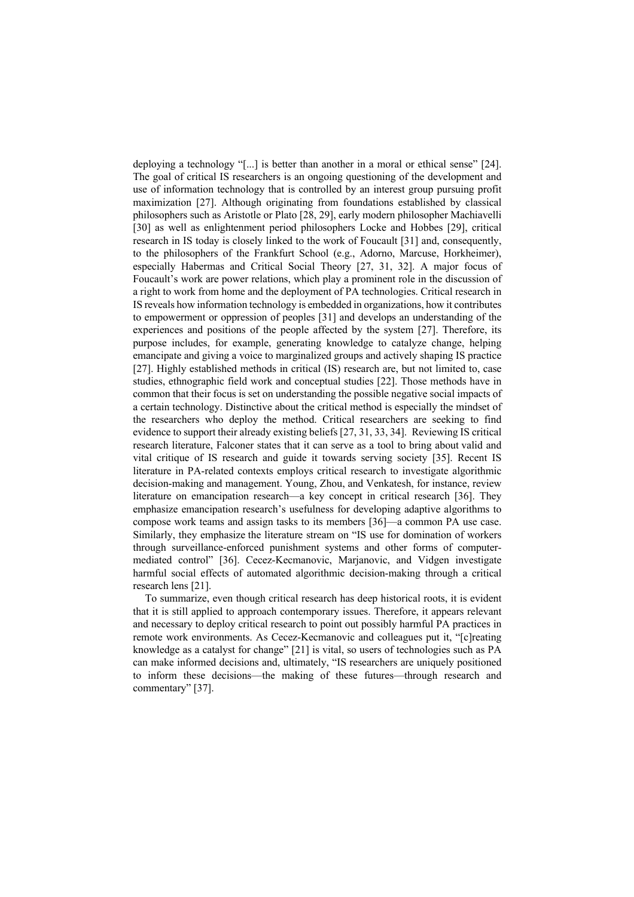deploying a technology "[...] is better than another in a moral or ethical sense" [24]. The goal of critical IS researchers is an ongoing questioning of the development and use of information technology that is controlled by an interest group pursuing profit maximization [27]. Although originating from foundations established by classical philosophers such as Aristotle or Plato [28, 29], early modern philosopher Machiavelli [30] as well as enlightenment period philosophers Locke and Hobbes [29], critical research in IS today is closely linked to the work of Foucault [31] and, consequently, to the philosophers of the Frankfurt School (e.g., Adorno, Marcuse, Horkheimer), especially Habermas and Critical Social Theory [27, 31, 32]. A major focus of Foucault's work are power relations, which play a prominent role in the discussion of a right to work from home and the deployment of PA technologies. Critical research in IS reveals how information technology is embedded in organizations, how it contributes to empowerment or oppression of peoples [31] and develops an understanding of the experiences and positions of the people affected by the system [27]. Therefore, its purpose includes, for example, generating knowledge to catalyze change, helping emancipate and giving a voice to marginalized groups and actively shaping IS practice [27]. Highly established methods in critical (IS) research are, but not limited to, case studies, ethnographic field work and conceptual studies [22]. Those methods have in common that their focus is set on understanding the possible negative social impacts of a certain technology. Distinctive about the critical method is especially the mindset of the researchers who deploy the method. Critical researchers are seeking to find evidence to support their already existing beliefs [27, 31, 33, 34]. Reviewing IS critical research literature, Falconer states that it can serve as a tool to bring about valid and vital critique of IS research and guide it towards serving society [35]. Recent IS literature in PA-related contexts employs critical research to investigate algorithmic decision-making and management. Young, Zhou, and Venkatesh, for instance, review literature on emancipation research—a key concept in critical research [36]. They emphasize emancipation research's usefulness for developing adaptive algorithms to compose work teams and assign tasks to its members [36]—a common PA use case. Similarly, they emphasize the literature stream on "IS use for domination of workers through surveillance-enforced punishment systems and other forms of computer-mediated control" [36]. Cecez-Kecmanovic, Marjanovic, and Vidgen investigate harmful social effects of automated algorithmic decision-making through a critical research lens [21].

To summarize, even though critical research has deep historical roots, it is evident that it is still applied to approach contemporary issues. Therefore, it appears relevant and necessary to deploy critical research to point out possibly harmful PA practices in remote work environments. As Cecez-Kecmanovic and colleagues put it, "[c]reating knowledge as a catalyst for change" [21] is vital, so users of technologies such as PA can make informed decisions and, ultimately, "IS researchers are uniquely positioned to inform these decisions—the making of these futures—through research and commentary" [37].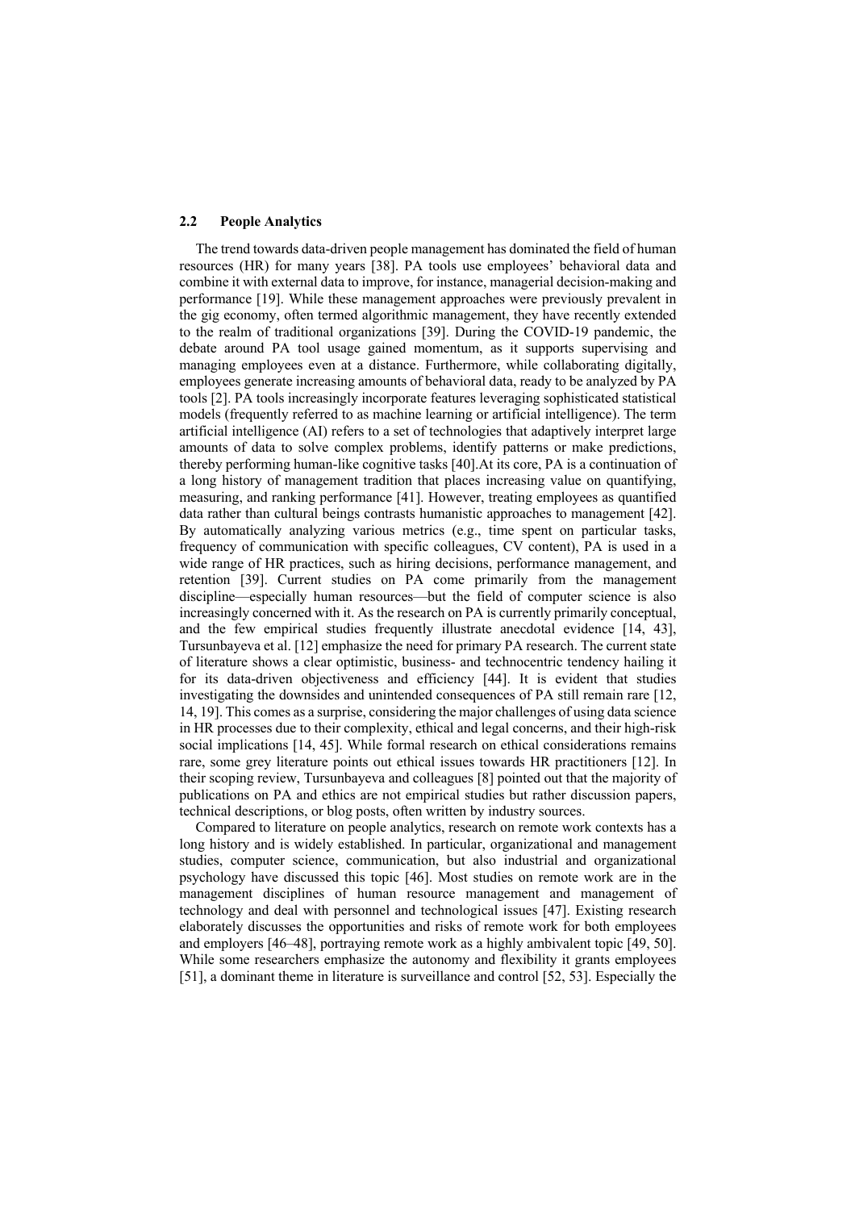### 2.2 People Analytics

The trend towards data-driven people management has dominated the field of human resources (HR) for many years [38]. PA tools use employees' behavioral data and combine it with external data to improve, for instance, managerial decision-making and performance [19]. While these management approaches were previously prevalent in the gig economy, often termed algorithmic management, they have recently extended to the realm of traditional organizations [39]. During the COVID-19 pandemic, the debate around PA tool usage gained momentum, as it supports supervising and managing employees even at a distance. Furthermore, while collaborating digitally, employees generate increasing amounts of behavioral data, ready to be analyzed by PA tools [2]. PA tools increasingly incorporate features leveraging sophisticated statistical models (frequently referred to as machine learning or artificial intelligence). The term artificial intelligence (AI) refers to a set of technologies that adaptively interpret large amounts of data to solve complex problems, identify patterns or make predictions, thereby performing human-like cognitive tasks [40].At its core, PA is a continuation of a long history of management tradition that places increasing value on quantifying, measuring, and ranking performance [41]. However, treating employees as quantified data rather than cultural beings contrasts humanistic approaches to management [42]. By automatically analyzing various metrics (e.g., time spent on particular tasks, frequency of communication with specific colleagues, CV content), PA is used in a wide range of HR practices, such as hiring decisions, performance management, and retention [39]. Current studies on PA come primarily from the management discipline—especially human resources—but the field of computer science is also increasingly concerned with it. As the research on PA is currently primarily conceptual, and the few empirical studies frequently illustrate anecdotal evidence [14, 43], Tursunbayeva et al. [12] emphasize the need for primary PA research. The current state of literature shows a clear optimistic, business- and technocentric tendency hailing it for its data-driven objectiveness and efficiency [44]. It is evident that studies investigating the downsides and unintended consequences of PA still remain rare [12, 14, 19]. This comes as a surprise, considering the major challenges of using data science in HR processes due to their complexity, ethical and legal concerns, and their high-risk social implications [14, 45]. While formal research on ethical considerations remains rare, some grey literature points out ethical issues towards HR practitioners [12]. In their scoping review, Tursunbayeva and colleagues [8] pointed out that the majority of publications on PA and ethics are not empirical studies but rather discussion papers, technical descriptions, or blog posts, often written by industry sources.

Compared to literature on people analytics, research on remote work contexts has a long history and is widely established. In particular, organizational and management studies, computer science, communication, but also industrial and organizational psychology have discussed this topic [46]. Most studies on remote work are in the management disciplines of human resource management and management of technology and deal with personnel and technological issues [47]. Existing research elaborately discusses the opportunities and risks of remote work for both employees and employers [46–48], portraying remote work as a highly ambivalent topic [49, 50]. While some researchers emphasize the autonomy and flexibility it grants employees [51], a dominant theme in literature is surveillance and control [52, 53]. Especially the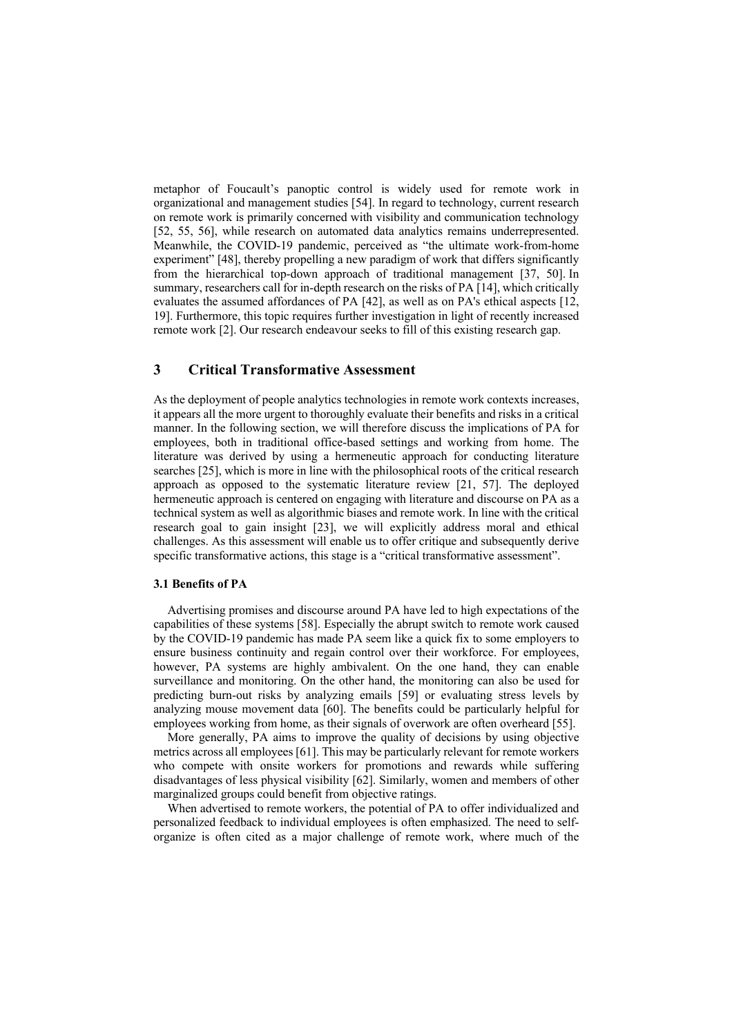metaphor of Foucault's panoptic control is widely used for remote work in organizational and management studies [54]. In regard to technology, current research on remote work is primarily concerned with visibility and communication technology [52, 55, 56], while research on automated data analytics remains underrepresented. Meanwhile, the COVID-19 pandemic, perceived as "the ultimate work-from-home experiment" [48], thereby propelling a new paradigm of work that differs significantly from the hierarchical top-down approach of traditional management [37, 50]. In summary, researchers call for in-depth research on the risks of PA [14], which critically evaluates the assumed affordances of PA [42], as well as on PA's ethical aspects [12, 19]. Furthermore, this topic requires further investigation in light of recently increased remote work [2]. Our research endeavour seeks to fill of this existing research gap.

## 3 Critical Transformative Assessment

As the deployment of people analytics technologies in remote work contexts increases, it appears all the more urgent to thoroughly evaluate their benefits and risks in a critical manner. In the following section, we will therefore discuss the implications of PA for employees, both in traditional office-based settings and working from home. The literature was derived by using a hermeneutic approach for conducting literature searches [25], which is more in line with the philosophical roots of the critical research approach as opposed to the systematic literature review [21, 57]. The deployed hermeneutic approach is centered on engaging with literature and discourse on PA as a technical system as well as algorithmic biases and remote work. In line with the critical research goal to gain insight [23], we will explicitly address moral and ethical challenges. As this assessment will enable us to offer critique and subsequently derive specific transformative actions, this stage is a "critical transformative assessment".

### 3.1 Benefits of PA

Advertising promises and discourse around PA have led to high expectations of the capabilities of these systems [58]. Especially the abrupt switch to remote work caused by the COVID-19 pandemic has made PA seem like a quick fix to some employers to ensure business continuity and regain control over their workforce. For employees, however, PA systems are highly ambivalent. On the one hand, they can enable surveillance and monitoring. On the other hand, the monitoring can also be used for predicting burn-out risks by analyzing emails [59] or evaluating stress levels by analyzing mouse movement data [60]. The benefits could be particularly helpful for employees working from home, as their signals of overwork are often overheard [55].

More generally, PA aims to improve the quality of decisions by using objective metrics across all employees [61]. This may be particularly relevant for remote workers who compete with onsite workers for promotions and rewards while suffering disadvantages of less physical visibility [62]. Similarly, women and members of other marginalized groups could benefit from objective ratings.

When advertised to remote workers, the potential of PA to offer individualized and personalized feedback to individual employees is often emphasized. The need to self-organize is often cited as a major challenge of remote work, where much of the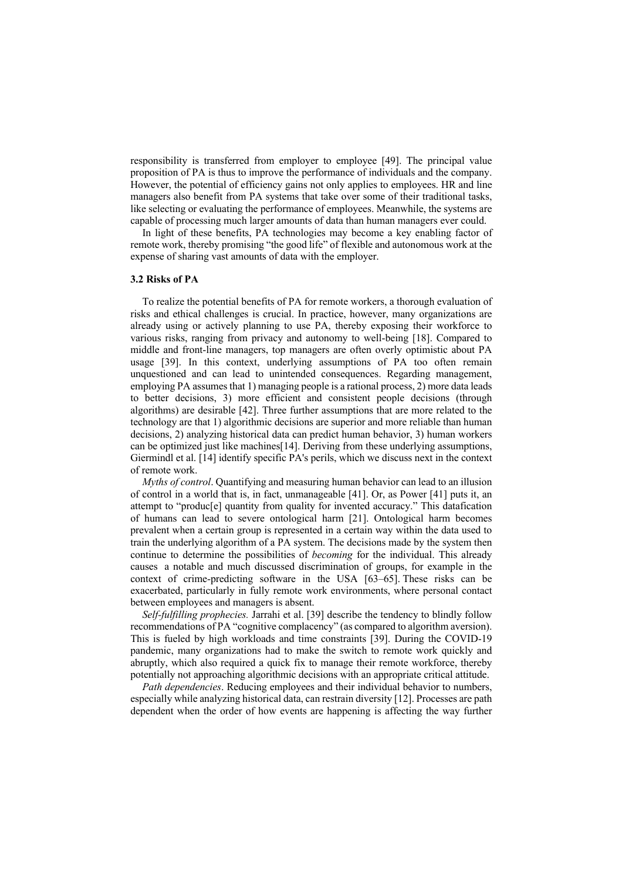responsibility is transferred from employer to employee [49]. The principal value proposition of PA is thus to improve the performance of individuals and the company. However, the potential of efficiency gains not only applies to employees. HR and line managers also benefit from PA systems that take over some of their traditional tasks, like selecting or evaluating the performance of employees. Meanwhile, the systems are capable of processing much larger amounts of data than human managers ever could.

In light of these benefits, PA technologies may become a key enabling factor of remote work, thereby promising "the good life" of flexible and autonomous work at the expense of sharing vast amounts of data with the employer.

### 3.2 Risks of PA

To realize the potential benefits of PA for remote workers, a thorough evaluation of risks and ethical challenges is crucial. In practice, however, many organizations are already using or actively planning to use PA, thereby exposing their workforce to various risks, ranging from privacy and autonomy to well-being [18]. Compared to middle and front-line managers, top managers are often overly optimistic about PA usage [39]. In this context, underlying assumptions of PA too often remain unquestioned and can lead to unintended consequences. Regarding management, employing PA assumes that 1) managing people is a rational process, 2) more data leads to better decisions, 3) more efficient and consistent people decisions (through algorithms) are desirable [42]. Three further assumptions that are more related to the technology are that 1) algorithmic decisions are superior and more reliable than human decisions, 2) analyzing historical data can predict human behavior, 3) human workers can be optimized just like machines[14]. Deriving from these underlying assumptions, Giermindl et al. [14] identify specific PA's perils, which we discuss next in the context of remote work.

*Myths of control*. Quantifying and measuring human behavior can lead to an illusion of control in a world that is, in fact, unmanageable [41]. Or, as Power [41] puts it, an attempt to "produc[e] quantity from quality for invented accuracy." This datafication of humans can lead to severe ontological harm [21]. Ontological harm becomes prevalent when a certain group is represented in a certain way within the data used to train the underlying algorithm of a PA system. The decisions made by the system then continue to determine the possibilities of *becoming* for the individual. This already causes a notable and much discussed discrimination of groups, for example in the context of crime-predicting software in the USA [63–65]. These risks can be exacerbated, particularly in fully remote work environments, where personal contact between employees and managers is absent.

*Self-fulfilling prophecies.* Jarrahi et al. [39] describe the tendency to blindly follow recommendations of PA "cognitive complacency" (as compared to algorithm aversion). This is fueled by high workloads and time constraints [39]. During the COVID-19 pandemic, many organizations had to make the switch to remote work quickly and abruptly, which also required a quick fix to manage their remote workforce, thereby potentially not approaching algorithmic decisions with an appropriate critical attitude.

*Path dependencies*. Reducing employees and their individual behavior to numbers, especially while analyzing historical data, can restrain diversity [12]. Processes are path dependent when the order of how events are happening is affecting the way further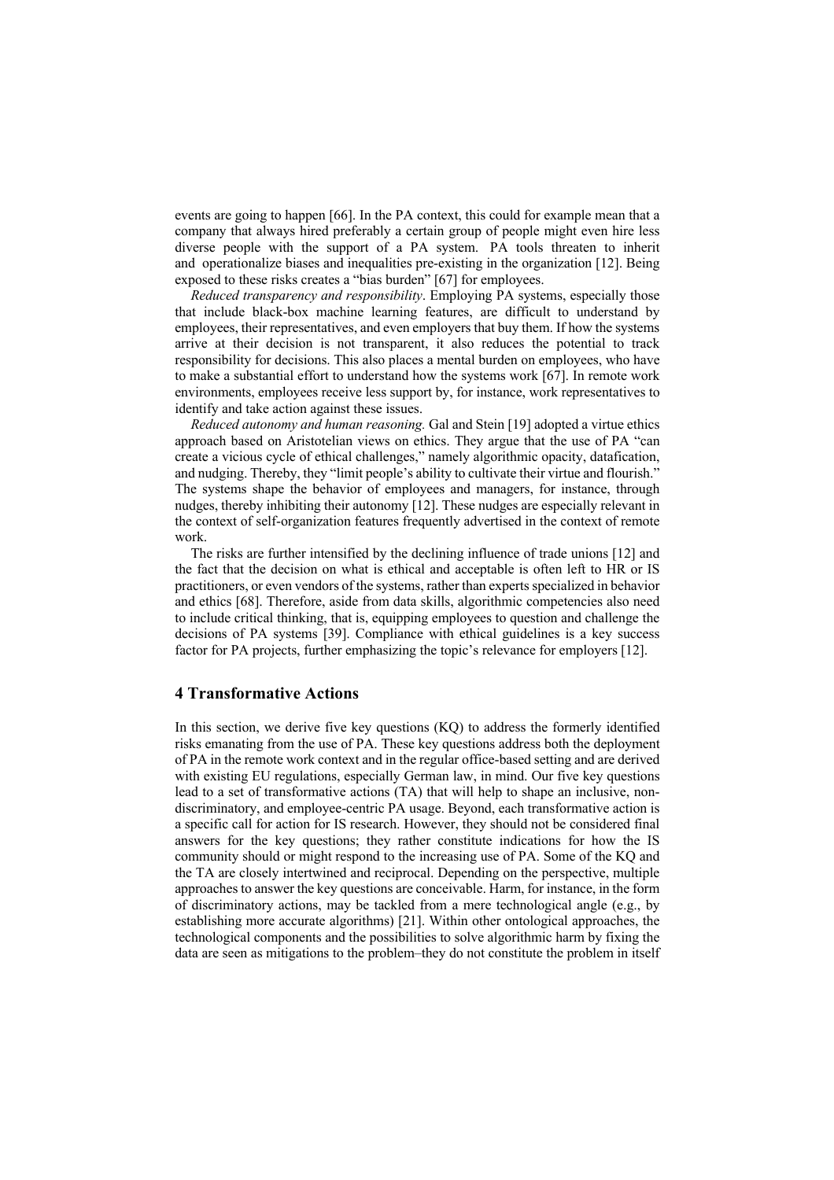events are going to happen [66]. In the PA context, this could for example mean that a company that always hired preferably a certain group of people might even hire less diverse people with the support of a PA system. PA tools threaten to inherit and operationalize biases and inequalities pre-existing in the organization [12]. Being exposed to these risks creates a "bias burden" [67] for employees.

*Reduced transparency and responsibility*. Employing PA systems, especially those that include black-box machine learning features, are difficult to understand by employees, their representatives, and even employers that buy them. If how the systems arrive at their decision is not transparent, it also reduces the potential to track responsibility for decisions. This also places a mental burden on employees, who have to make a substantial effort to understand how the systems work [67]. In remote work environments, employees receive less support by, for instance, work representatives to identify and take action against these issues.

*Reduced autonomy and human reasoning.* Gal and Stein [19] adopted a virtue ethics approach based on Aristotelian views on ethics. They argue that the use of PA "can create a vicious cycle of ethical challenges," namely algorithmic opacity, datafication, and nudging. Thereby, they "limit people's ability to cultivate their virtue and flourish." The systems shape the behavior of employees and managers, for instance, through nudges, thereby inhibiting their autonomy [12]. These nudges are especially relevant in the context of self-organization features frequently advertised in the context of remote work.

The risks are further intensified by the declining influence of trade unions [12] and the fact that the decision on what is ethical and acceptable is often left to HR or IS practitioners, or even vendors of the systems, rather than experts specialized in behavior and ethics [68]. Therefore, aside from data skills, algorithmic competencies also need to include critical thinking, that is, equipping employees to question and challenge the decisions of PA systems [39]. Compliance with ethical guidelines is a key success factor for PA projects, further emphasizing the topic's relevance for employers [12].

## 4 Transformative Actions

In this section, we derive five key questions (KQ) to address the formerly identified risks emanating from the use of PA. These key questions address both the deployment of PA in the remote work context and in the regular office-based setting and are derived with existing EU regulations, especially German law, in mind. Our five key questions lead to a set of transformative actions (TA) that will help to shape an inclusive, non-discriminatory, and employee-centric PA usage. Beyond, each transformative action is a specific call for action for IS research. However, they should not be considered final answers for the key questions; they rather constitute indications for how the IS community should or might respond to the increasing use of PA. Some of the KQ and the TA are closely intertwined and reciprocal. Depending on the perspective, multiple approaches to answer the key questions are conceivable. Harm, for instance, in the form of discriminatory actions, may be tackled from a mere technological angle (e.g., by establishing more accurate algorithms) [21]. Within other ontological approaches, the technological components and the possibilities to solve algorithmic harm by fixing the data are seen as mitigations to the problem–they do not constitute the problem in itself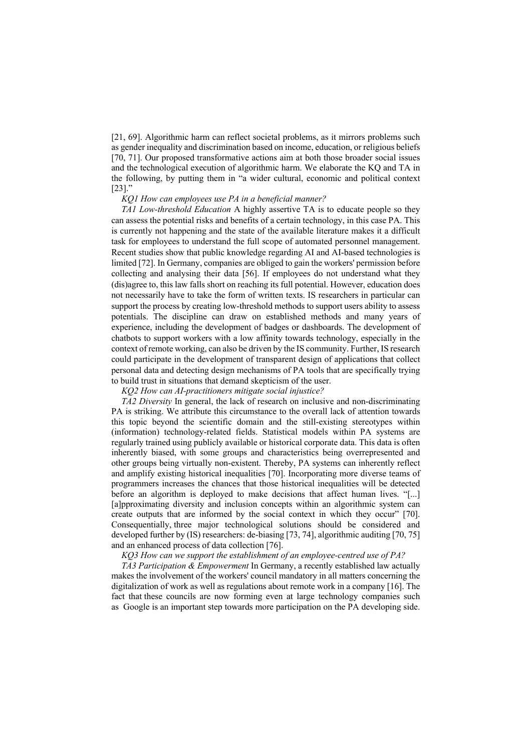[21, 69]. Algorithmic harm can reflect societal problems, as it mirrors problems such as gender inequality and discrimination based on income, education, or religious beliefs [70, 71]. Our proposed transformative actions aim at both those broader social issues and the technological execution of algorithmic harm. We elaborate the KQ and TA in the following, by putting them in "a wider cultural, economic and political context [23]."

*KQ1 How can employees use PA in a beneficial manner?*

*TA1 Low-threshold Education* A highly assertive TA is to educate people so they can assess the potential risks and benefits of a certain technology, in this case PA. This is currently not happening and the state of the available literature makes it a difficult task for employees to understand the full scope of automated personnel management. Recent studies show that public knowledge regarding AI and AI-based technologies is limited [72]. In Germany, companies are obliged to gain the workers' permission before collecting and analysing their data [56]. If employees do not understand what they (dis)agree to, this law falls short on reaching its full potential. However, education does not necessarily have to take the form of written texts. IS researchers in particular can support the process by creating low-threshold methods to support users ability to assess potentials. The discipline can draw on established methods and many years of experience, including the development of badges or dashboards. The development of chatbots to support workers with a low affinity towards technology, especially in the context of remote working, can also be driven by the IS community. Further, IS research could participate in the development of transparent design of applications that collect personal data and detecting design mechanisms of PA tools that are specifically trying to build trust in situations that demand skepticism of the user.

*KQ2 How can AI-practitioners mitigate social injustice?*

*TA2 Diversity* In general, the lack of research on inclusive and non-discriminating PA is striking. We attribute this circumstance to the overall lack of attention towards this topic beyond the scientific domain and the still-existing stereotypes within (information) technology-related fields. Statistical models within PA systems are regularly trained using publicly available or historical corporate data. This data is often inherently biased, with some groups and characteristics being overrepresented and other groups being virtually non-existent. Thereby, PA systems can inherently reflect and amplify existing historical inequalities [70]. Incorporating more diverse teams of programmers increases the chances that those historical inequalities will be detected before an algorithm is deployed to make decisions that affect human lives. "[...] [a]pproximating diversity and inclusion concepts within an algorithmic system can create outputs that are informed by the social context in which they occur" [70]. Consequentially, three major technological solutions should be considered and developed further by (IS) researchers: de-biasing [73, 74], algorithmic auditing [70, 75] and an enhanced process of data collection [76].

*KQ3 How can we support the establishment of an employee-centred use of PA?*

*TA3 Participation & Empowerment* In Germany, a recently established law actually makes the involvement of the workers' council mandatory in all matters concerning the digitalization of work as well as regulations about remote work in a company [16]. The fact that these councils are now forming even at large technology companies such as Google is an important step towards more participation on the PA developing side.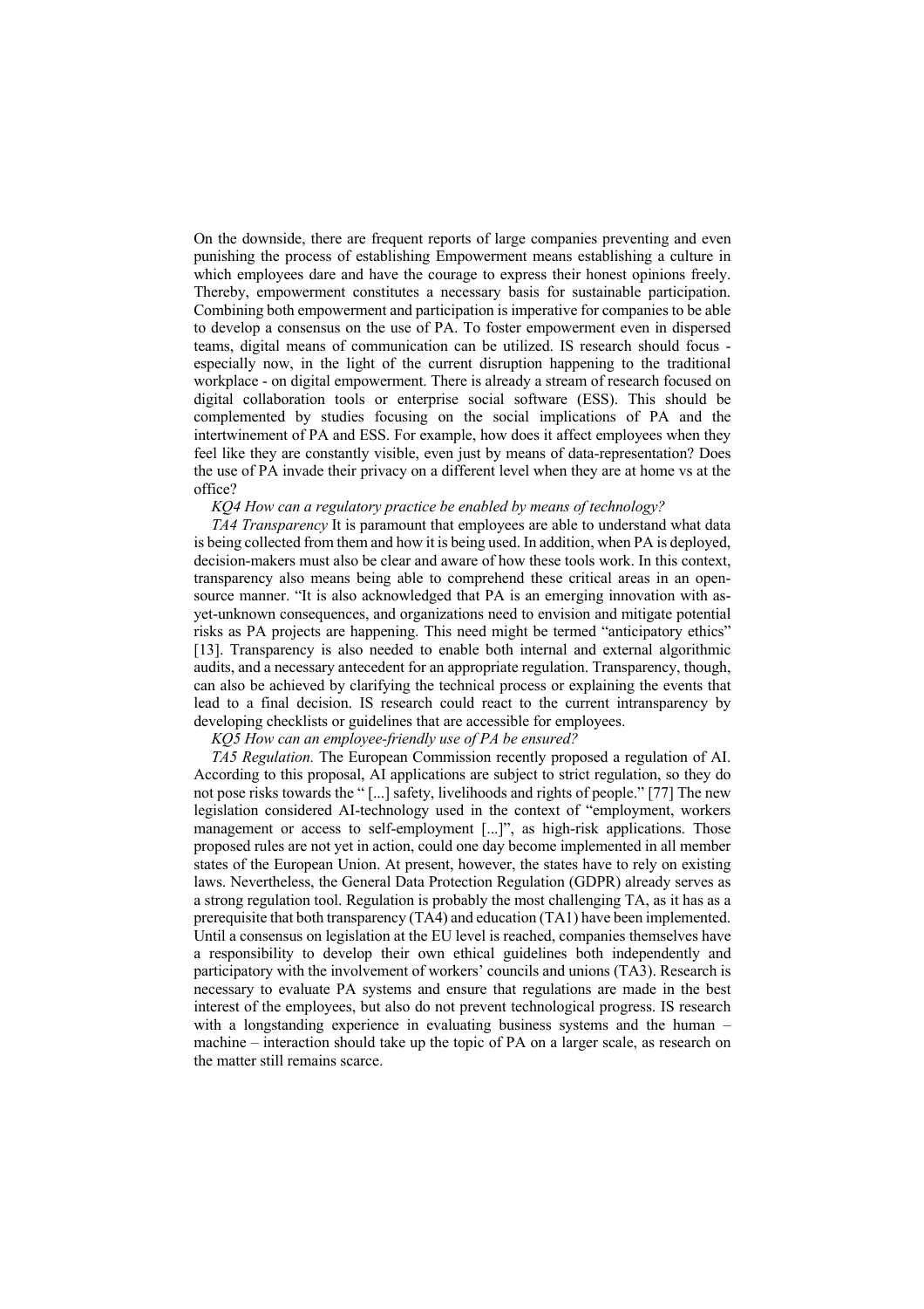On the downside, there are frequent reports of large companies preventing and even punishing the process of establishing Empowerment means establishing a culture in which employees dare and have the courage to express their honest opinions freely. Thereby, empowerment constitutes a necessary basis for sustainable participation. Combining both empowerment and participation is imperative for companies to be able to develop a consensus on the use of PA. To foster empowerment even in dispersed teams, digital means of communication can be utilized. IS research should focus - especially now, in the light of the current disruption happening to the traditional workplace - on digital empowerment. There is already a stream of research focused on digital collaboration tools or enterprise social software (ESS). This should be complemented by studies focusing on the social implications of PA and the intertwinement of PA and ESS. For example, how does it affect employees when they feel like they are constantly visible, even just by means of data-representation? Does the use of PA invade their privacy on a different level when they are at home vs at the office?

*KQ4 How can a regulatory practice be enabled by means of technology?*

*TA4 Transparency* It is paramount that employees are able to understand what data is being collected from them and how it is being used. In addition, when PA is deployed, decision-makers must also be clear and aware of how these tools work. In this context, transparency also means being able to comprehend these critical areas in an open-source manner. "It is also acknowledged that PA is an emerging innovation with as-yet-unknown consequences, and organizations need to envision and mitigate potential risks as PA projects are happening. This need might be termed "anticipatory ethics" [13]. Transparency is also needed to enable both internal and external algorithmic audits, and a necessary antecedent for an appropriate regulation. Transparency, though, can also be achieved by clarifying the technical process or explaining the events that lead to a final decision. IS research could react to the current intransparency by developing checklists or guidelines that are accessible for employees.

*KQ5 How can an employee-friendly use of PA be ensured?*

*TA5 Regulation.* The European Commission recently proposed a regulation of AI. According to this proposal, AI applications are subject to strict regulation, so they do not pose risks towards the " [...] safety, livelihoods and rights of people." [77] The new legislation considered AI-technology used in the context of "employment, workers management or access to self-employment [...]", as high-risk applications. Those proposed rules are not yet in action, could one day become implemented in all member states of the European Union. At present, however, the states have to rely on existing laws. Nevertheless, the General Data Protection Regulation (GDPR) already serves as a strong regulation tool. Regulation is probably the most challenging TA, as it has as a prerequisite that both transparency (TA4) and education (TA1) have been implemented. Until a consensus on legislation at the EU level is reached, companies themselves have a responsibility to develop their own ethical guidelines both independently and participatory with the involvement of workers' councils and unions (TA3). Research is necessary to evaluate PA systems and ensure that regulations are made in the best interest of the employees, but also do not prevent technological progress. IS research with a longstanding experience in evaluating business systems and the human – machine – interaction should take up the topic of PA on a larger scale, as research on the matter still remains scarce.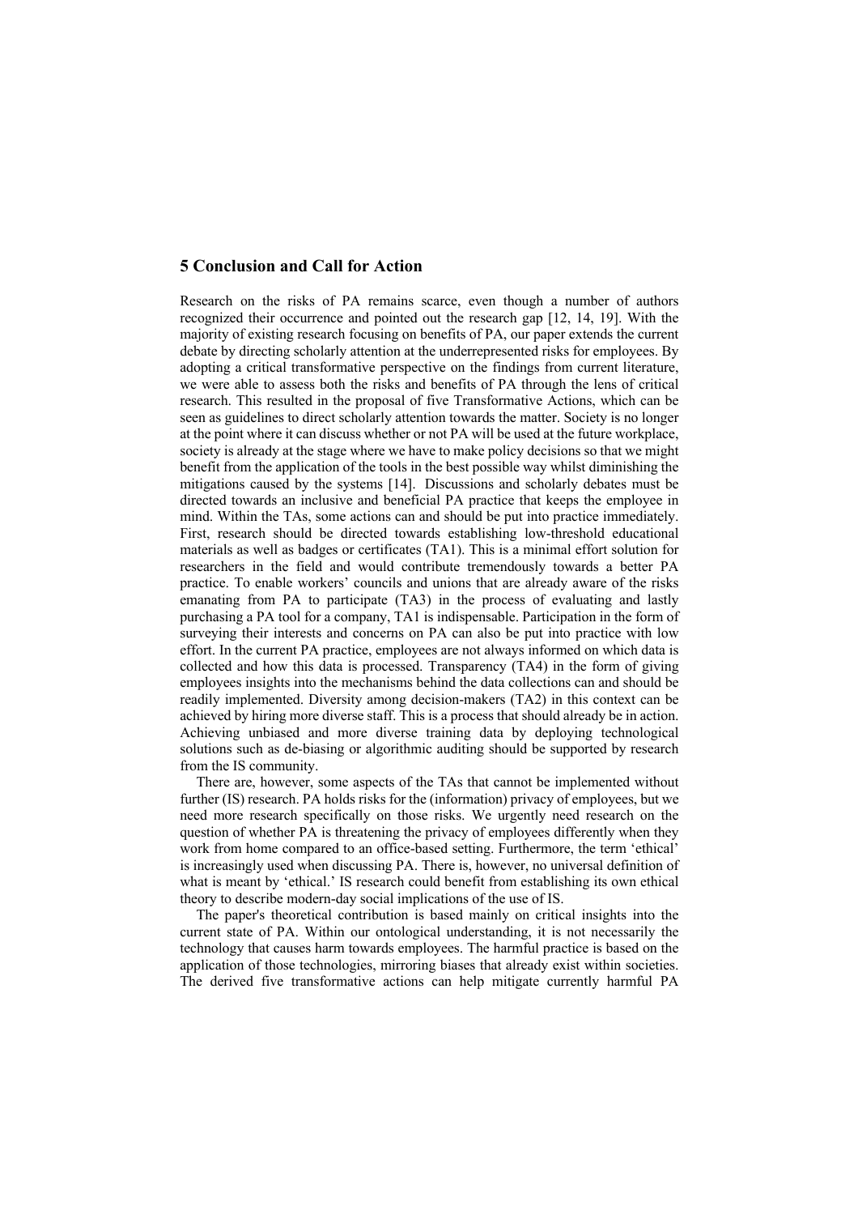## 5 Conclusion and Call for Action

Research on the risks of PA remains scarce, even though a number of authors recognized their occurrence and pointed out the research gap [12, 14, 19]. With the majority of existing research focusing on benefits of PA, our paper extends the current debate by directing scholarly attention at the underrepresented risks for employees. By adopting a critical transformative perspective on the findings from current literature, we were able to assess both the risks and benefits of PA through the lens of critical research. This resulted in the proposal of five Transformative Actions, which can be seen as guidelines to direct scholarly attention towards the matter. Society is no longer at the point where it can discuss whether or not PA will be used at the future workplace, society is already at the stage where we have to make policy decisions so that we might benefit from the application of the tools in the best possible way whilst diminishing the mitigations caused by the systems [14]. Discussions and scholarly debates must be directed towards an inclusive and beneficial PA practice that keeps the employee in mind. Within the TAs, some actions can and should be put into practice immediately. First, research should be directed towards establishing low-threshold educational materials as well as badges or certificates (TA1). This is a minimal effort solution for researchers in the field and would contribute tremendously towards a better PA practice. To enable workers' councils and unions that are already aware of the risks emanating from PA to participate (TA3) in the process of evaluating and lastly purchasing a PA tool for a company, TA1 is indispensable. Participation in the form of surveying their interests and concerns on PA can also be put into practice with low effort. In the current PA practice, employees are not always informed on which data is collected and how this data is processed. Transparency (TA4) in the form of giving employees insights into the mechanisms behind the data collections can and should be readily implemented. Diversity among decision-makers (TA2) in this context can be achieved by hiring more diverse staff. This is a process that should already be in action. Achieving unbiased and more diverse training data by deploying technological solutions such as de-biasing or algorithmic auditing should be supported by research from the IS community.

There are, however, some aspects of the TAs that cannot be implemented without further (IS) research. PA holds risks for the (information) privacy of employees, but we need more research specifically on those risks. We urgently need research on the question of whether PA is threatening the privacy of employees differently when they work from home compared to an office-based setting. Furthermore, the term 'ethical' is increasingly used when discussing PA. There is, however, no universal definition of what is meant by 'ethical.' IS research could benefit from establishing its own ethical theory to describe modern-day social implications of the use of IS.

The paper's theoretical contribution is based mainly on critical insights into the current state of PA. Within our ontological understanding, it is not necessarily the technology that causes harm towards employees. The harmful practice is based on the application of those technologies, mirroring biases that already exist within societies. The derived five transformative actions can help mitigate currently harmful PA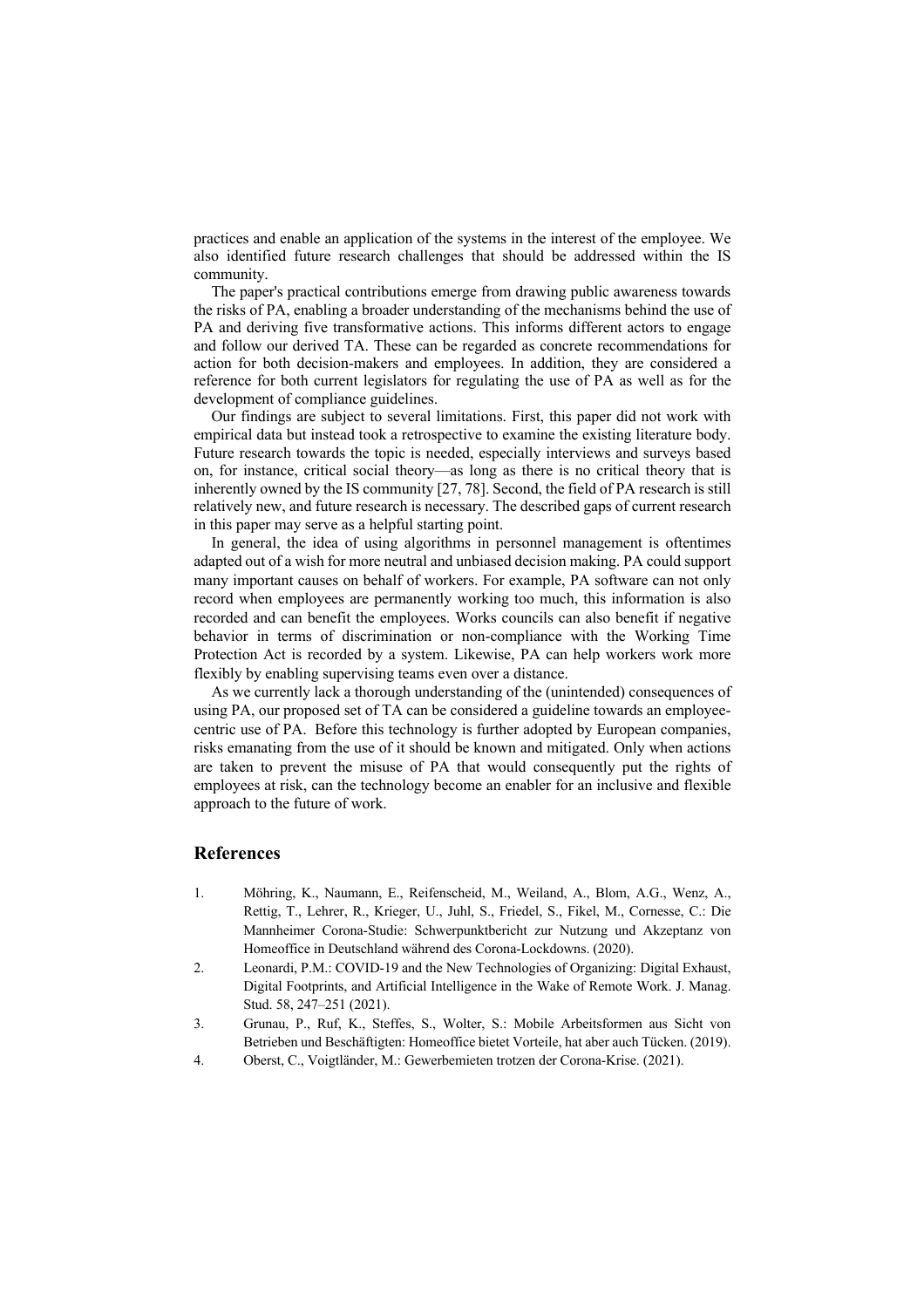practices and enable an application of the systems in the interest of the employee. We also identified future research challenges that should be addressed within the IS community.

The paper's practical contributions emerge from drawing public awareness towards the risks of PA, enabling a broader understanding of the mechanisms behind the use of PA and deriving five transformative actions. This informs different actors to engage and follow our derived TA. These can be regarded as concrete recommendations for action for both decision-makers and employees. In addition, they are considered a reference for both current legislators for regulating the use of PA as well as for the development of compliance guidelines.

Our findings are subject to several limitations. First, this paper did not work with empirical data but instead took a retrospective to examine the existing literature body. Future research towards the topic is needed, especially interviews and surveys based on, for instance, critical social theory—as long as there is no critical theory that is inherently owned by the IS community [27, 78]. Second, the field of PA research is still relatively new, and future research is necessary. The described gaps of current research in this paper may serve as a helpful starting point.

In general, the idea of using algorithms in personnel management is oftentimes adapted out of a wish for more neutral and unbiased decision making. PA could support many important causes on behalf of workers. For example, PA software can not only record when employees are permanently working too much, this information is also recorded and can benefit the employees. Works councils can also benefit if negative behavior in terms of discrimination or non-compliance with the Working Time Protection Act is recorded by a system. Likewise, PA can help workers work more flexibly by enabling supervising teams even over a distance.

As we currently lack a thorough understanding of the (unintended) consequences of using PA, our proposed set of TA can be considered a guideline towards an employee-centric use of PA. Before this technology is further adopted by European companies, risks emanating from the use of it should be known and mitigated. Only when actions are taken to prevent the misuse of PA that would consequently put the rights of employees at risk, can the technology become an enabler for an inclusive and flexible approach to the future of work.

## References

1. Möhring, K., Naumann, E., Reifenscheid, M., Weiland, A., Blom, A.G., Wenz, A., Rettig, T., Lehrer, R., Krieger, U., Juhl, S., Friedel, S., Fikel, M., Cornesse, C.: Die Mannheimer Corona-Studie: Schwerpunktbericht zur Nutzung und Akzeptanz von Homeoffice in Deutschland während des Corona-Lockdowns. (2020).
2. Leonardi, P.M.: COVID-19 and the New Technologies of Organizing: Digital Exhaust, Digital Footprints, and Artificial Intelligence in the Wake of Remote Work. J. Manag. Stud. 58, 247–251 (2021).
3. Grunau, P., Ruf, K., Steffes, S., Wolter, S.: Mobile Arbeitsformen aus Sicht von Betrieben und Beschäftigten: Homeoffice bietet Vorteile, hat aber auch Tücken. (2019).
4. Oberst, C., Voigtländer, M.: Gewerbemieten trotzen der Corona-Krise. (2021).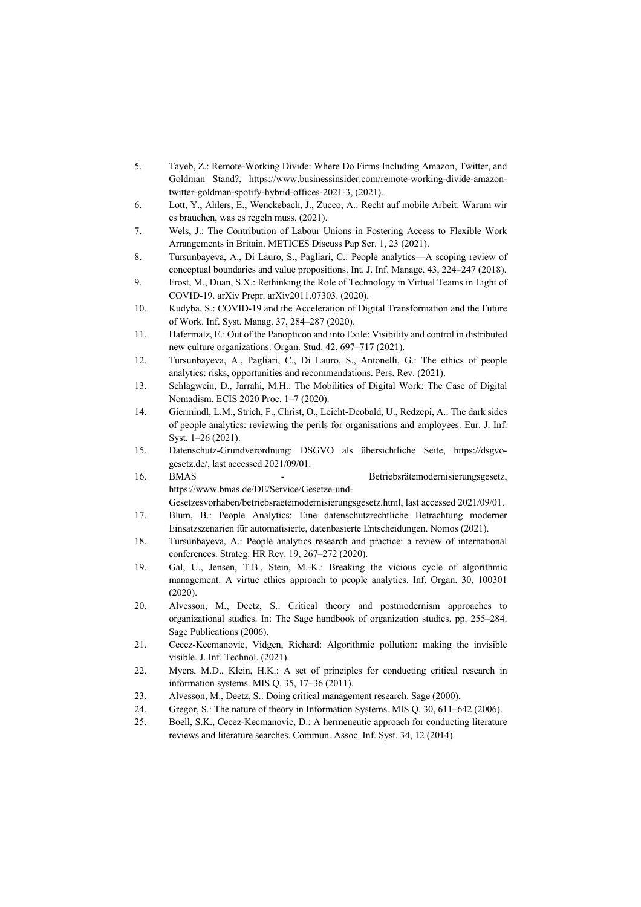5. Tayeb, Z.: Remote-Working Divide: Where Do Firms Including Amazon, Twitter, and Goldman Stand?, https://www.businessinsider.com/remote-working-divide-amazon-twitter-goldman-spotify-hybrid-offices-2021-3, (2021).
6. Lott, Y., Ahlers, E., Wenckebach, J., Zucco, A.: Recht auf mobile Arbeit: Warum wir es brauchen, was es regeln muss. (2021).
7. Wels, J.: The Contribution of Labour Unions in Fostering Access to Flexible Work Arrangements in Britain. METICES Discuss Pap Ser. 1, 23 (2021).
8. Tursunbayeva, A., Di Lauro, S., Pagliari, C.: People analytics—A scoping review of conceptual boundaries and value propositions. Int. J. Inf. Manage. 43, 224–247 (2018).
9. Frost, M., Duan, S.X.: Rethinking the Role of Technology in Virtual Teams in Light of COVID-19. arXiv Prepr. arXiv2011.07303. (2020).
10. Kudyba, S.: COVID-19 and the Acceleration of Digital Transformation and the Future of Work. Inf. Syst. Manag. 37, 284–287 (2020).
11. Hafermalz, E.: Out of the Panopticon and into Exile: Visibility and control in distributed new culture organizations. Organ. Stud. 42, 697–717 (2021).
12. Tursunbayeva, A., Pagliari, C., Di Lauro, S., Antonelli, G.: The ethics of people analytics: risks, opportunities and recommendations. Pers. Rev. (2021).
13. Schlagwein, D., Jarrahi, M.H.: The Mobilities of Digital Work: The Case of Digital Nomadism. ECIS 2020 Proc. 1–7 (2020).
14. Giermindl, L.M., Strich, F., Christ, O., Leicht-Deobald, U., Redzepi, A.: The dark sides of people analytics: reviewing the perils for organisations and employees. Eur. J. Inf. Syst. 1–26 (2021).
15. Datenschutz-Grundverordnung: DSGVO als übersichtliche Seite, https://dsgvo-gesetz.de/, last accessed 2021/09/01.
16. BMAS - Betriebsrätemodernisierungsgesetz, https://www.bmas.de/DE/Service/Gesetze-und-Gesetzesvorhaben/betriebsraetemodernisierungsgesetz.html, last accessed 2021/09/01.
17. Blum, B.: People Analytics: Eine datenschutzrechtliche Betrachtung moderner Einsatzszenarien für automatisierte, datenbasierte Entscheidungen. Nomos (2021).
18. Tursunbayeva, A.: People analytics research and practice: a review of international conferences. Strateg. HR Rev. 19, 267–272 (2020).
19. Gal, U., Jensen, T.B., Stein, M.-K.: Breaking the vicious cycle of algorithmic management: A virtue ethics approach to people analytics. Inf. Organ. 30, 100301 (2020).
20. Alvesson, M., Deetz, S.: Critical theory and postmodernism approaches to organizational studies. In: The Sage handbook of organization studies. pp. 255–284. Sage Publications (2006).
21. Cecez-Kecmanovic, Vidgen, Richard: Algorithmic pollution: making the invisible visible. J. Inf. Technol. (2021).
22. Myers, M.D., Klein, H.K.: A set of principles for conducting critical research in information systems. MIS Q. 35, 17–36 (2011).
23. Alvesson, M., Deetz, S.: Doing critical management research. Sage (2000).
24. Gregor, S.: The nature of theory in Information Systems. MIS Q. 30, 611–642 (2006).
25. Boell, S.K., Cecez-Kecmanovic, D.: A hermeneutic approach for conducting literature reviews and literature searches. Commun. Assoc. Inf. Syst. 34, 12 (2014).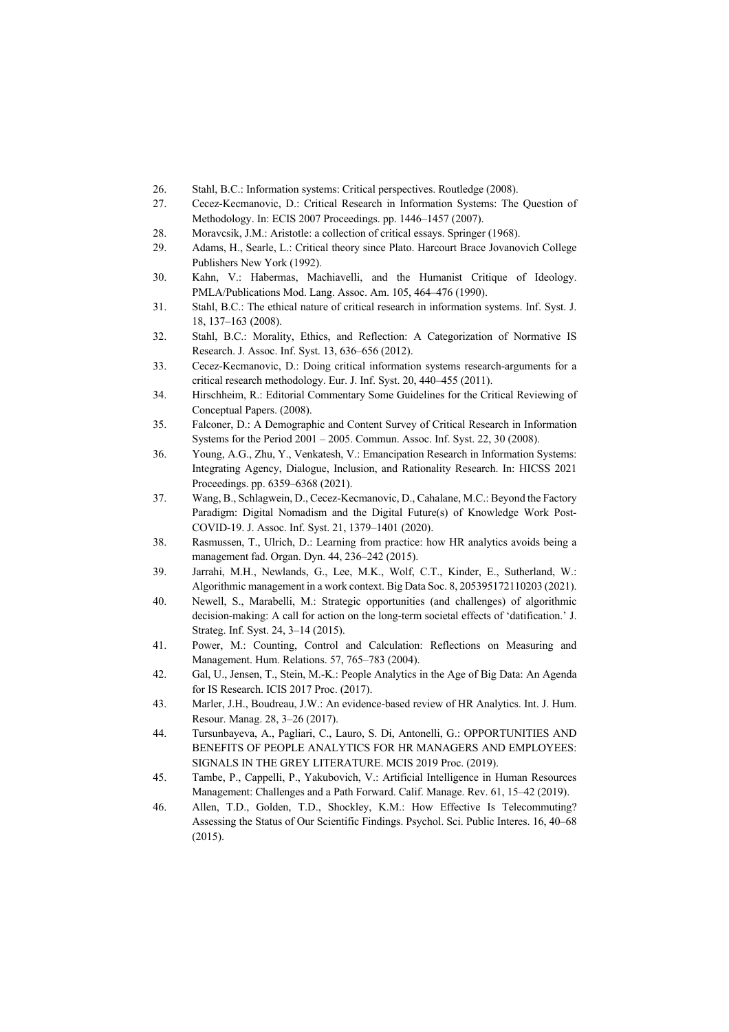26. Stahl, B.C.: Information systems: Critical perspectives. Routledge (2008).
27. Cecez-Kecmanovic, D.: Critical Research in Information Systems: The Question of Methodology. In: ECIS 2007 Proceedings. pp. 1446–1457 (2007).
28. Moravcsik, J.M.: Aristotle: a collection of critical essays. Springer (1968).
29. Adams, H., Searle, L.: Critical theory since Plato. Harcourt Brace Jovanovich College Publishers New York (1992).
30. Kahn, V.: Habermas, Machiavelli, and the Humanist Critique of Ideology. PMLA/Publications Mod. Lang. Assoc. Am. 105, 464–476 (1990).
31. Stahl, B.C.: The ethical nature of critical research in information systems. Inf. Syst. J. 18, 137–163 (2008).
32. Stahl, B.C.: Morality, Ethics, and Reflection: A Categorization of Normative IS Research. J. Assoc. Inf. Syst. 13, 636–656 (2012).
33. Cecez-Kecmanovic, D.: Doing critical information systems research-arguments for a critical research methodology. Eur. J. Inf. Syst. 20, 440–455 (2011).
34. Hirschheim, R.: Editorial Commentary Some Guidelines for the Critical Reviewing of Conceptual Papers. (2008).
35. Falconer, D.: A Demographic and Content Survey of Critical Research in Information Systems for the Period 2001 – 2005. Commun. Assoc. Inf. Syst. 22, 30 (2008).
36. Young, A.G., Zhu, Y., Venkatesh, V.: Emancipation Research in Information Systems: Integrating Agency, Dialogue, Inclusion, and Rationality Research. In: HICSS 2021 Proceedings. pp. 6359–6368 (2021).
37. Wang, B., Schlagwein, D., Cecez-Kecmanovic, D., Cahalane, M.C.: Beyond the Factory Paradigm: Digital Nomadism and the Digital Future(s) of Knowledge Work Post-COVID-19. J. Assoc. Inf. Syst. 21, 1379–1401 (2020).
38. Rasmussen, T., Ulrich, D.: Learning from practice: how HR analytics avoids being a management fad. Organ. Dyn. 44, 236–242 (2015).
39. Jarrahi, M.H., Newlands, G., Lee, M.K., Wolf, C.T., Kinder, E., Sutherland, W.: Algorithmic management in a work context. Big Data Soc. 8, 205395172110203 (2021).
40. Newell, S., Marabelli, M.: Strategic opportunities (and challenges) of algorithmic decision-making: A call for action on the long-term societal effects of 'datification.' J. Strateg. Inf. Syst. 24, 3–14 (2015).
41. Power, M.: Counting, Control and Calculation: Reflections on Measuring and Management. Hum. Relations. 57, 765–783 (2004).
42. Gal, U., Jensen, T., Stein, M.-K.: People Analytics in the Age of Big Data: An Agenda for IS Research. ICIS 2017 Proc. (2017).
43. Marler, J.H., Boudreau, J.W.: An evidence-based review of HR Analytics. Int. J. Hum. Resour. Manag. 28, 3–26 (2017).
44. Tursunbayeva, A., Pagliari, C., Lauro, S. Di, Antonelli, G.: OPPORTUNITIES AND BENEFITS OF PEOPLE ANALYTICS FOR HR MANAGERS AND EMPLOYEES: SIGNALS IN THE GREY LITERATURE. MCIS 2019 Proc. (2019).
45. Tambe, P., Cappelli, P., Yakubovich, V.: Artificial Intelligence in Human Resources Management: Challenges and a Path Forward. Calif. Manage. Rev. 61, 15–42 (2019).
46. Allen, T.D., Golden, T.D., Shockley, K.M.: How Effective Is Telecommuting? Assessing the Status of Our Scientific Findings. Psychol. Sci. Public Interes. 16, 40–68 (2015).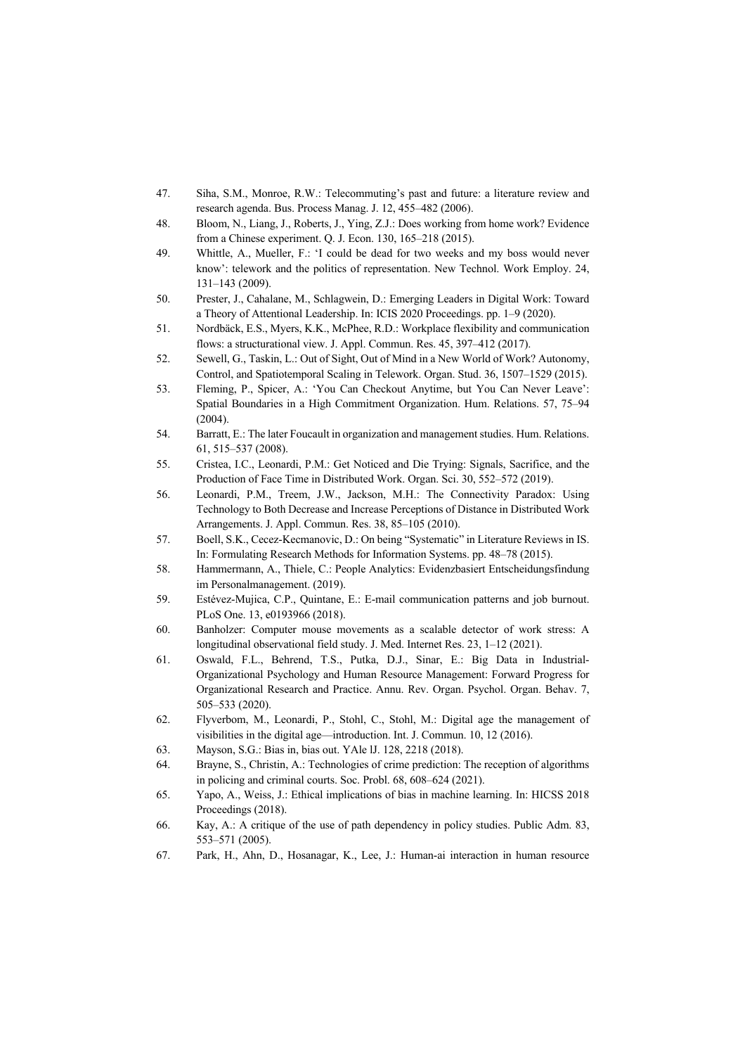47. Siha, S.M., Monroe, R.W.: Telecommuting's past and future: a literature review and research agenda. Bus. Process Manag. J. 12, 455–482 (2006).
48. Bloom, N., Liang, J., Roberts, J., Ying, Z.J.: Does working from home work? Evidence from a Chinese experiment. Q. J. Econ. 130, 165–218 (2015).
49. Whittle, A., Mueller, F.: 'I could be dead for two weeks and my boss would never know': telework and the politics of representation. New Technol. Work Employ. 24, 131–143 (2009).
50. Prester, J., Cahalane, M., Schlagwein, D.: Emerging Leaders in Digital Work: Toward a Theory of Attentional Leadership. In: ICIS 2020 Proceedings. pp. 1–9 (2020).
51. Nordbäck, E.S., Myers, K.K., McPhee, R.D.: Workplace flexibility and communication flows: a structurational view. J. Appl. Commun. Res. 45, 397–412 (2017).
52. Sewell, G., Taskin, L.: Out of Sight, Out of Mind in a New World of Work? Autonomy, Control, and Spatiotemporal Scaling in Telework. Organ. Stud. 36, 1507–1529 (2015).
53. Fleming, P., Spicer, A.: 'You Can Checkout Anytime, but You Can Never Leave': Spatial Boundaries in a High Commitment Organization. Hum. Relations. 57, 75–94 (2004).
54. Barratt, E.: The later Foucault in organization and management studies. Hum. Relations. 61, 515–537 (2008).
55. Cristea, I.C., Leonardi, P.M.: Get Noticed and Die Trying: Signals, Sacrifice, and the Production of Face Time in Distributed Work. Organ. Sci. 30, 552–572 (2019).
56. Leonardi, P.M., Treem, J.W., Jackson, M.H.: The Connectivity Paradox: Using Technology to Both Decrease and Increase Perceptions of Distance in Distributed Work Arrangements. J. Appl. Commun. Res. 38, 85–105 (2010).
57. Boell, S.K., Cecez-Kecmanovic, D.: On being "Systematic" in Literature Reviews in IS. In: Formulating Research Methods for Information Systems. pp. 48–78 (2015).
58. Hammermann, A., Thiele, C.: People Analytics: Evidenzbasiert Entscheidungsfindung im Personalmanagement. (2019).
59. Estévez-Mujica, C.P., Quintane, E.: E-mail communication patterns and job burnout. PLoS One. 13, e0193966 (2018).
60. Banholzer: Computer mouse movements as a scalable detector of work stress: A longitudinal observational field study. J. Med. Internet Res. 23, 1–12 (2021).
61. Oswald, F.L., Behrend, T.S., Putka, D.J., Sinar, E.: Big Data in Industrial-Organizational Psychology and Human Resource Management: Forward Progress for Organizational Research and Practice. Annu. Rev. Organ. Psychol. Organ. Behav. 7, 505–533 (2020).
62. Flyverbom, M., Leonardi, P., Stohl, C., Stohl, M.: Digital age the management of visibilities in the digital age—introduction. Int. J. Commun. 10, 12 (2016).
63. Mayson, S.G.: Bias in, bias out. YAle lJ. 128, 2218 (2018).
64. Brayne, S., Christin, A.: Technologies of crime prediction: The reception of algorithms in policing and criminal courts. Soc. Probl. 68, 608–624 (2021).
65. Yapo, A., Weiss, J.: Ethical implications of bias in machine learning. In: HICSS 2018 Proceedings (2018).
66. Kay, A.: A critique of the use of path dependency in policy studies. Public Adm. 83, 553–571 (2005).
67. Park, H., Ahn, D., Hosanagar, K., Lee, J.: Human-ai interaction in human resource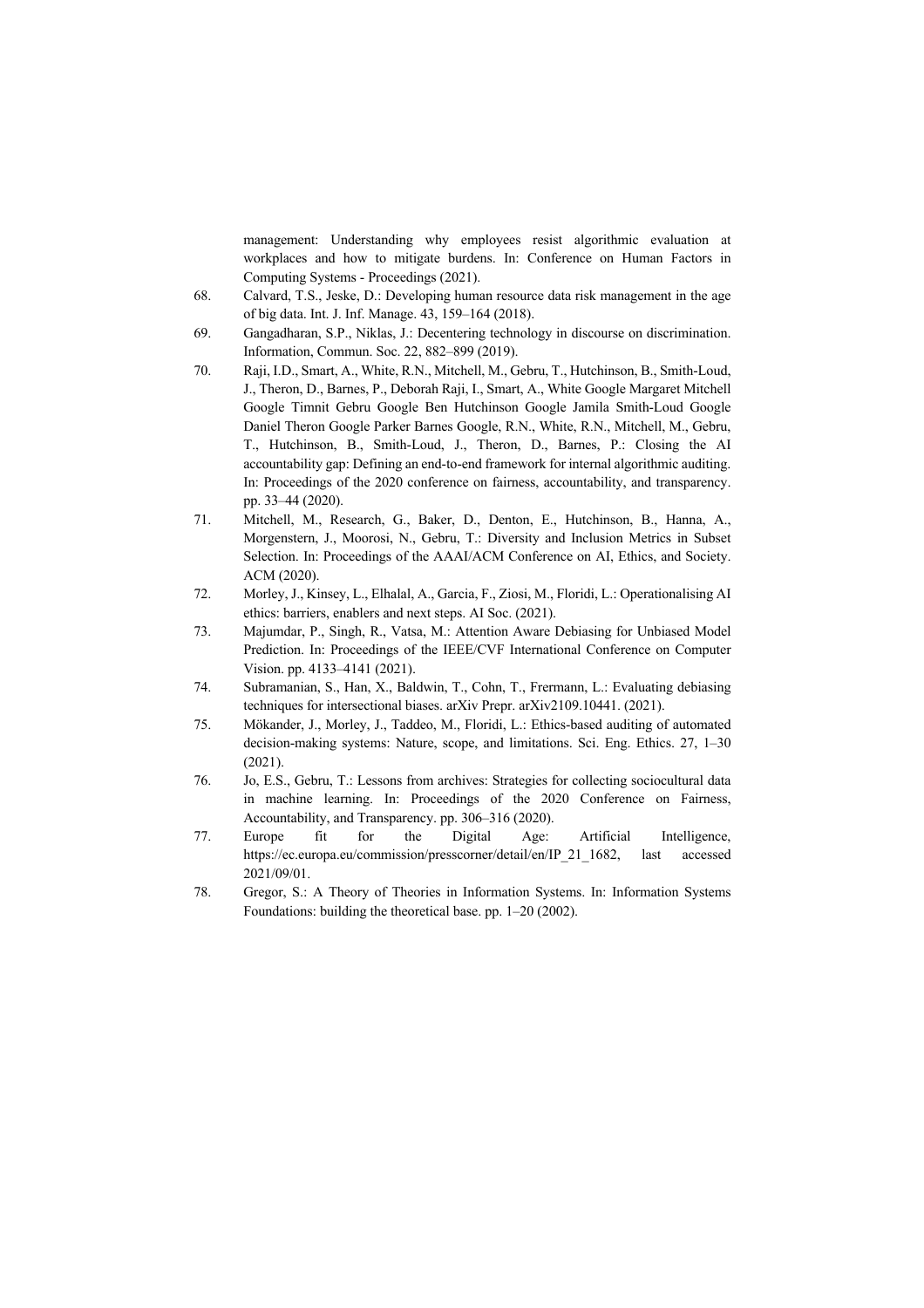management: Understanding why employees resist algorithmic evaluation at workplaces and how to mitigate burdens. In: Conference on Human Factors in Computing Systems - Proceedings (2021).

68. Calvard, T.S., Jeske, D.: Developing human resource data risk management in the age of big data. Int. J. Inf. Manage. 43, 159–164 (2018).
69. Gangadharan, S.P., Niklas, J.: Decentering technology in discourse on discrimination. Information, Commun. Soc. 22, 882–899 (2019).
70. Raji, I.D., Smart, A., White, R.N., Mitchell, M., Gebru, T., Hutchinson, B., Smith-Loud, J., Theron, D., Barnes, P., Deborah Raji, I., Smart, A., White Google Margaret Mitchell Google Timnit Gebru Google Ben Hutchinson Google Jamila Smith-Loud Google Daniel Theron Google Parker Barnes Google, R.N., White, R.N., Mitchell, M., Gebru, T., Hutchinson, B., Smith-Loud, J., Theron, D., Barnes, P.: Closing the AI accountability gap: Defining an end-to-end framework for internal algorithmic auditing. In: Proceedings of the 2020 conference on fairness, accountability, and transparency. pp. 33–44 (2020).
71. Mitchell, M., Research, G., Baker, D., Denton, E., Hutchinson, B., Hanna, A., Morgenstern, J., Moorosi, N., Gebru, T.: Diversity and Inclusion Metrics in Subset Selection. In: Proceedings of the AAAI/ACM Conference on AI, Ethics, and Society. ACM (2020).
72. Morley, J., Kinsey, L., Elhalal, A., Garcia, F., Ziosi, M., Floridi, L.: Operationalising AI ethics: barriers, enablers and next steps. AI Soc. (2021).
73. Majumdar, P., Singh, R., Vatsa, M.: Attention Aware Debiasing for Unbiased Model Prediction. In: Proceedings of the IEEE/CVF International Conference on Computer Vision. pp. 4133–4141 (2021).
74. Subramanian, S., Han, X., Baldwin, T., Cohn, T., Frermann, L.: Evaluating debiasing techniques for intersectional biases. arXiv Prepr. arXiv2109.10441. (2021).
75. Mökander, J., Morley, J., Taddeo, M., Floridi, L.: Ethics-based auditing of automated decision-making systems: Nature, scope, and limitations. Sci. Eng. Ethics. 27, 1–30 (2021).
76. Jo, E.S., Gebru, T.: Lessons from archives: Strategies for collecting sociocultural data in machine learning. In: Proceedings of the 2020 Conference on Fairness, Accountability, and Transparency. pp. 306–316 (2020).
77. Europe fit for the Digital Age: Artificial Intelligence, https://ec.europa.eu/commission/presscorner/detail/en/IP_21_1682, last accessed 2021/09/01.
78. Gregor, S.: A Theory of Theories in Information Systems. In: Information Systems Foundations: building the theoretical base. pp. 1–20 (2002).